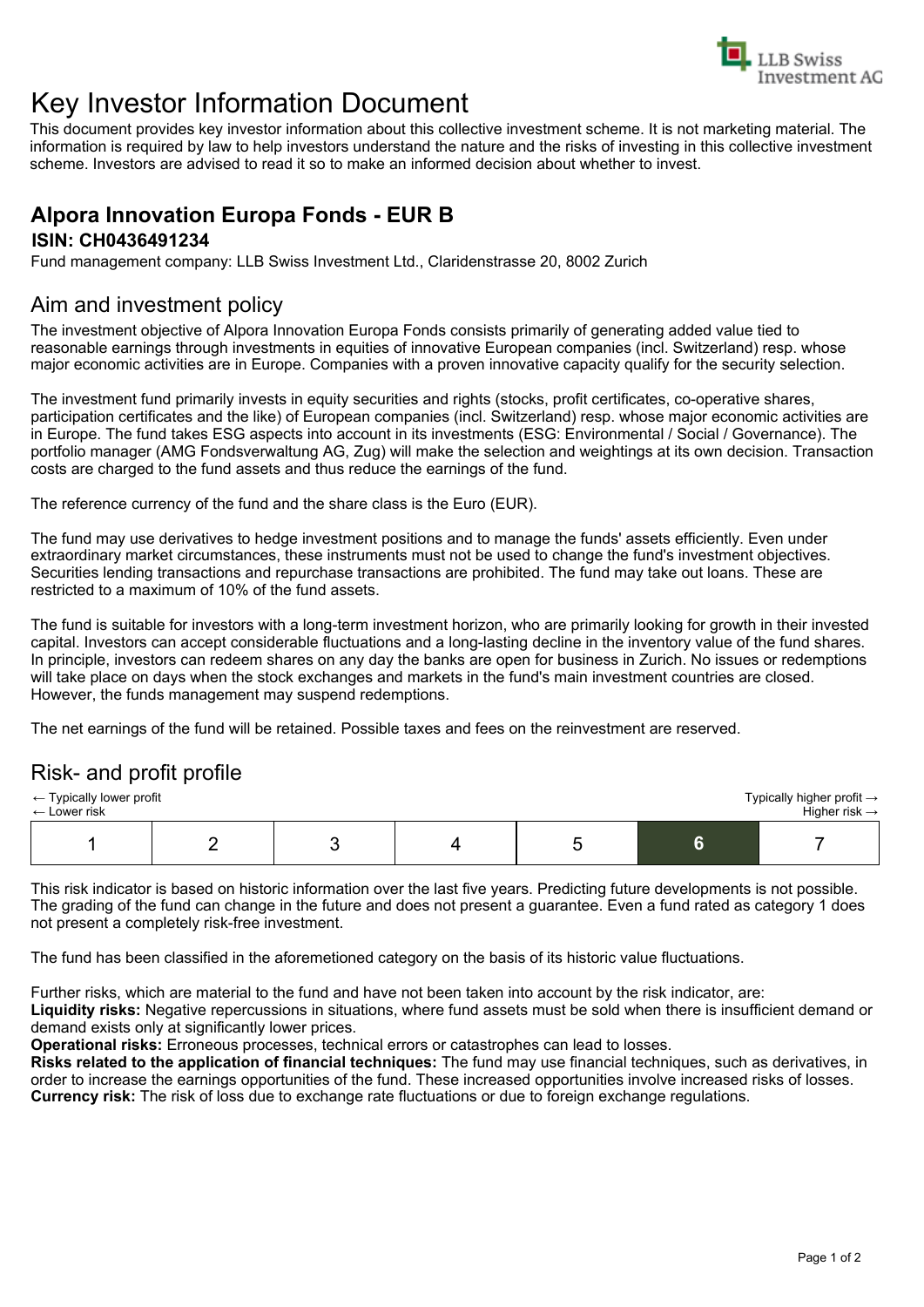# Key Investor Information Document

This document provides key investor information about this collective investment scheme. It is not marketing material. The information is required by law to help investors understand the nature and the risks of investing in this collective investment scheme. Investors are advised to read it so to make an informed decision about whether to invest.

## Alpora Innovation Europa Fonds - EUR B

### ISIN: CH0436491234

Fund management company: LLB Swiss Investment Ltd., Claridenstrasse 20, 8002 Zurich

## Aim and investment policy

The investment objective of Alpora Innovation Europa Fonds consists primarily of generating added value tied to reasonable earnings through investments in equities of innovative European companies (incl. Switzerland) resp. whose major economic activities are in Europe. Companies with a proven innovative capacity qualify for the security selection.

The investment fund primarily invests in equity securities and rights (stocks, profit certificates, co-operative shares, participation certificates and the like) of European companies (incl. Switzerland) resp. whose major economic activities are in Europe. The fund takes ESG aspects into account in its investments (ESG: Environmental / Social / Governance). The portfolio manager (AMG Fondsverwaltung AG, Zug) will make the selection and weightings at its own decision. Transaction costs are charged to the fund assets and thus reduce the earnings of the fund.

The reference currency of the fund and the share class is the Euro (EUR).

The fund may use derivatives to hedge investment positions and to manage the funds' assets efficiently. Even under extraordinary market circumstances, these instruments must not be used to change the fund's investment objectives. Securities lending transactions and repurchase transactions are prohibited. The fund may take out loans. These are restricted to a maximum of 10% of the fund assets.

The fund is suitable for investors with a long-term investment horizon, who are primarily looking for growth in their invested capital. Investors can accept considerable fluctuations and a long-lasting decline in the inventory value of the fund shares. In principle, investors can redeem shares on any day the banks are open for business in Zurich. No issues or redemptions will take place on days when the stock exchanges and markets in the fund's main investment countries are closed. However, the funds management may suspend redemptions.

The net earnings of the fund will be retained. Possible taxes and fees on the reinvestment are reserved.

## Risk- and profit profile

← Typically lower profit
← Lower risk

Typically higher profit →
Higher risk →

| | | | | | | |
|---|---|---|---|---|---|---|
| 1 | 2 | 3 | 4 | 5 | **6** | 7 |

This risk indicator is based on historic information over the last five years. Predicting future developments is not possible. The grading of the fund can change in the future and does not present a guarantee. Even a fund rated as category 1 does not present a completely risk-free investment.

The fund has been classified in the aforemetioned category on the basis of its historic value fluctuations.

Further risks, which are material to the fund and have not been taken into account by the risk indicator, are:
**Liquidity risks:** Negative repercussions in situations, where fund assets must be sold when there is insufficient demand or demand exists only at significantly lower prices.
**Operational risks:** Erroneous processes, technical errors or catastrophes can lead to losses.
**Risks related to the application of financial techniques:** The fund may use financial techniques, such as derivatives, in order to increase the earnings opportunities of the fund. These increased opportunities involve increased risks of losses.
**Currency risk:** The risk of loss due to exchange rate fluctuations or due to foreign exchange regulations.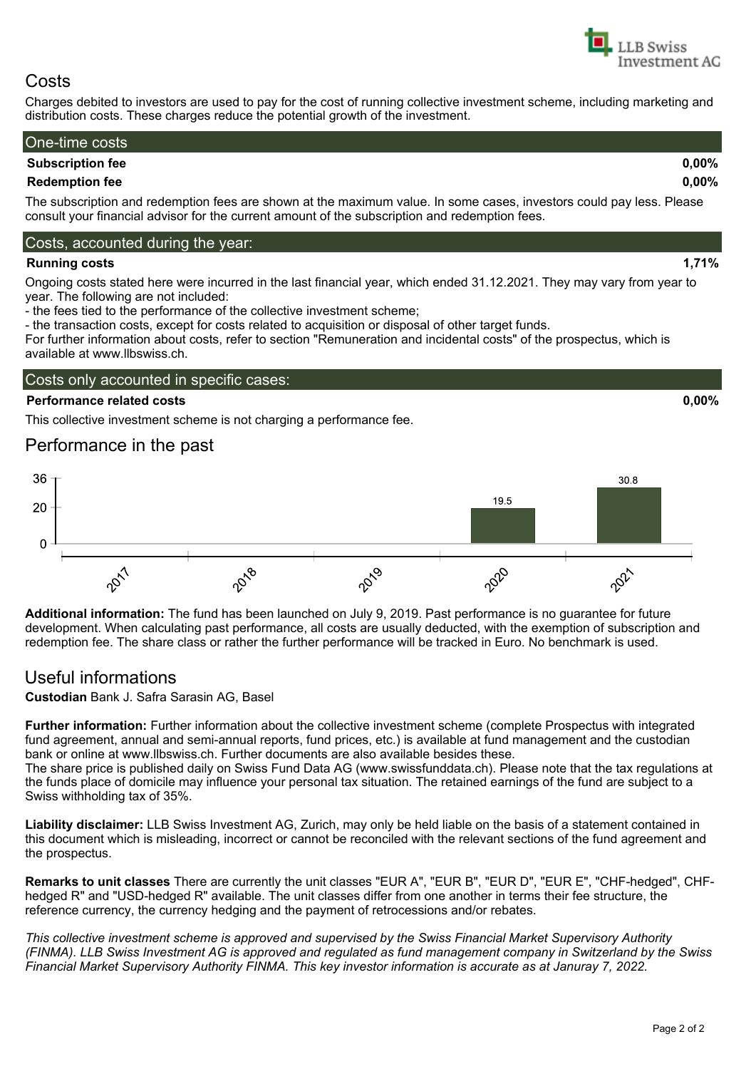# Costs

Charges debited to investors are used to pay for the cost of running collective investment scheme, including marketing and distribution costs. These charges reduce the potential growth of the investment.

## One-time costs

| | |
|---|---|
| **Subscription fee** | **0,00%** |
| **Redemption fee** | **0,00%** |

The subscription and redemption fees are shown at the maximum value. In some cases, investors could pay less. Please consult your financial advisor for the current amount of the subscription and redemption fees.

## Costs, accounted during the year:

| | |
|---|---|
| **Running costs** | **1,71%** |

Ongoing costs stated here were incurred in the last financial year, which ended 31.12.2021. They may vary from year to year. The following are not included:
- the fees tied to the performance of the collective investment scheme;
- the transaction costs, except for costs related to acquisition or disposal of other target funds.

For further information about costs, refer to section "Remuneration and incidental costs" of the prospectus, which is available at www.llbswiss.ch.

## Costs only accounted in specific cases:

| | |
|---|---|
| **Performance related costs** | **0,00%** |

This collective investment scheme is not charging a performance fee.

# Performance in the past

36
20
0
19.5
30.8
2017
2018
2019
2020
2021

**Additional information:** The fund has been launched on July 9, 2019. Past performance is no guarantee for future development. When calculating past performance, all costs are usually deducted, with the exemption of subscription and redemption fee. The share class or rather the further performance will be tracked in Euro. No benchmark is used.

# Useful informations

**Custodian** Bank J. Safra Sarasin AG, Basel

**Further information:** Further information about the collective investment scheme (complete Prospectus with integrated fund agreement, annual and semi-annual reports, fund prices, etc.) is available at fund management and the custodian bank or online at www.llbswiss.ch. Further documents are also available besides these.
The share price is published daily on Swiss Fund Data AG (www.swissfunddata.ch). Please note that the tax regulations at the funds place of domicile may influence your personal tax situation. The retained earnings of the fund are subject to a Swiss withholding tax of 35%.

**Liability disclaimer:** LLB Swiss Investment AG, Zurich, may only be held liable on the basis of a statement contained in this document which is misleading, incorrect or cannot be reconciled with the relevant sections of the fund agreement and the prospectus.

**Remarks to unit classes** There are currently the unit classes "EUR A", "EUR B", "EUR D", "EUR E", "CHF-hedged", CHF-hedged R" and "USD-hedged R" available. The unit classes differ from one another in terms their fee structure, the reference currency, the currency hedging and the payment of retrocessions and/or rebates.

*This collective investment scheme is approved and supervised by the Swiss Financial Market Supervisory Authority (FINMA). LLB Swiss Investment AG is approved and regulated as fund management company in Switzerland by the Swiss Financial Market Supervisory Authority FINMA. This key investor information is accurate as at Januray 7, 2022.*